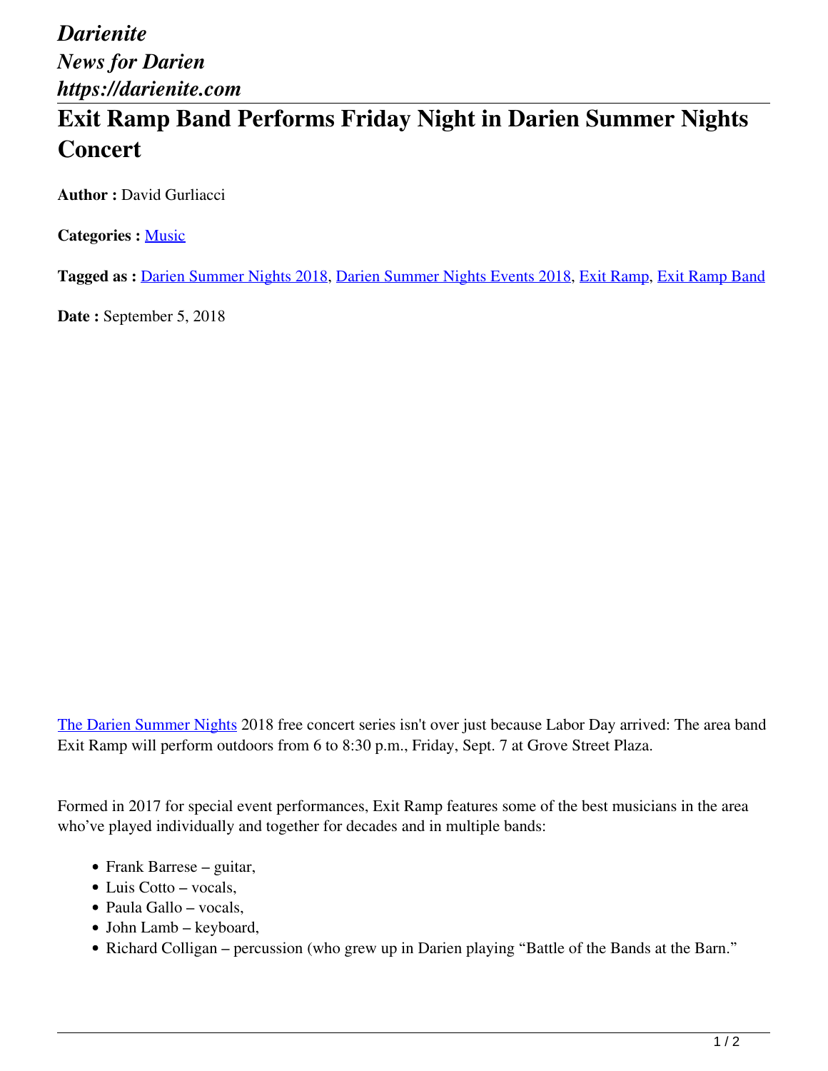*Darienite*
*News for Darien*
*https://darienite.com*

# Exit Ramp Band Performs Friday Night in Darien Summer Nights Concert

**Author :** David Gurliacci

**Categories :** Music

**Tagged as :** Darien Summer Nights 2018, Darien Summer Nights Events 2018, Exit Ramp, Exit Ramp Band

**Date :** September 5, 2018

The Darien Summer Nights 2018 free concert series isn't over just because Labor Day arrived: The area band Exit Ramp will perform outdoors from 6 to 8:30 p.m., Friday, Sept. 7 at Grove Street Plaza.

Formed in 2017 for special event performances, Exit Ramp features some of the best musicians in the area who've played individually and together for decades and in multiple bands:

- Frank Barrese – guitar,
- Luis Cotto – vocals,
- Paula Gallo – vocals,
- John Lamb – keyboard,
- Richard Colligan – percussion (who grew up in Darien playing "Battle of the Bands at the Barn."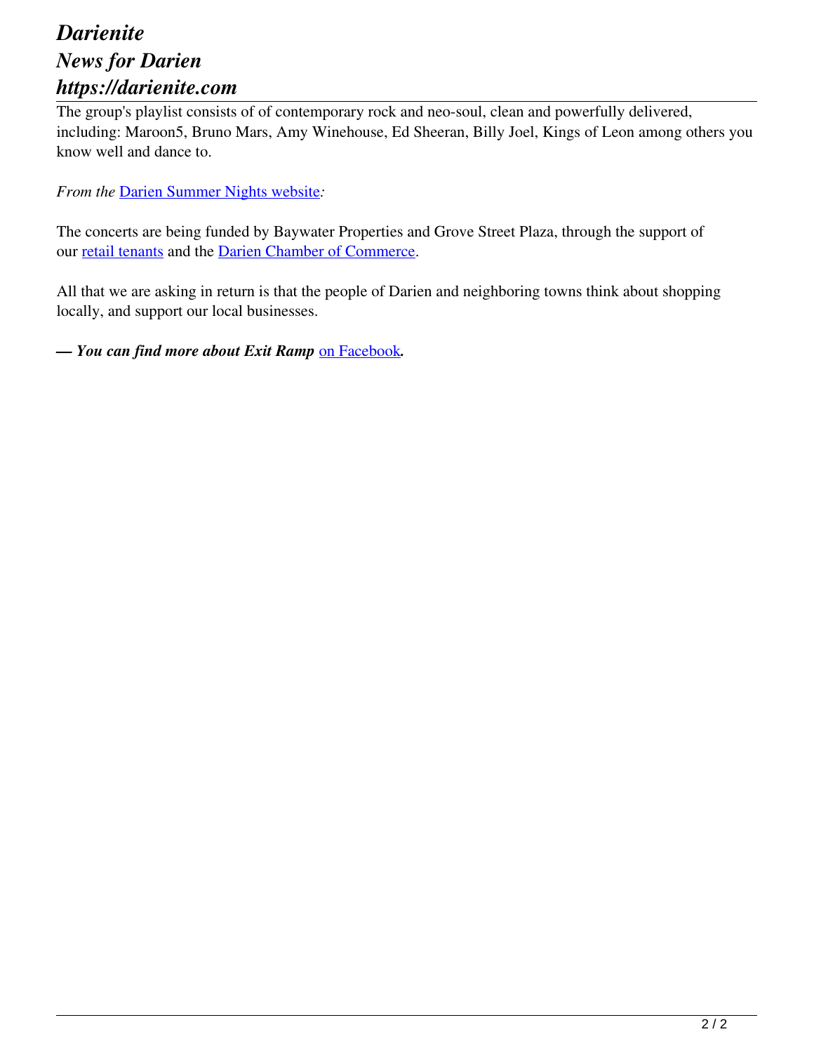The group's playlist consists of of contemporary rock and neo-soul, clean and powerfully delivered, including: Maroon5, Bruno Mars, Amy Winehouse, Ed Sheeran, Billy Joel, Kings of Leon among others you know well and dance to.

*From the* Darien Summer Nights website*:*

The concerts are being funded by Baywater Properties and Grove Street Plaza, through the support of our retail tenants and the Darien Chamber of Commerce.

All that we are asking in return is that the people of Darien and neighboring towns think about shopping locally, and support our local businesses.

***— You can find more about Exit Ramp*** on Facebook***.***